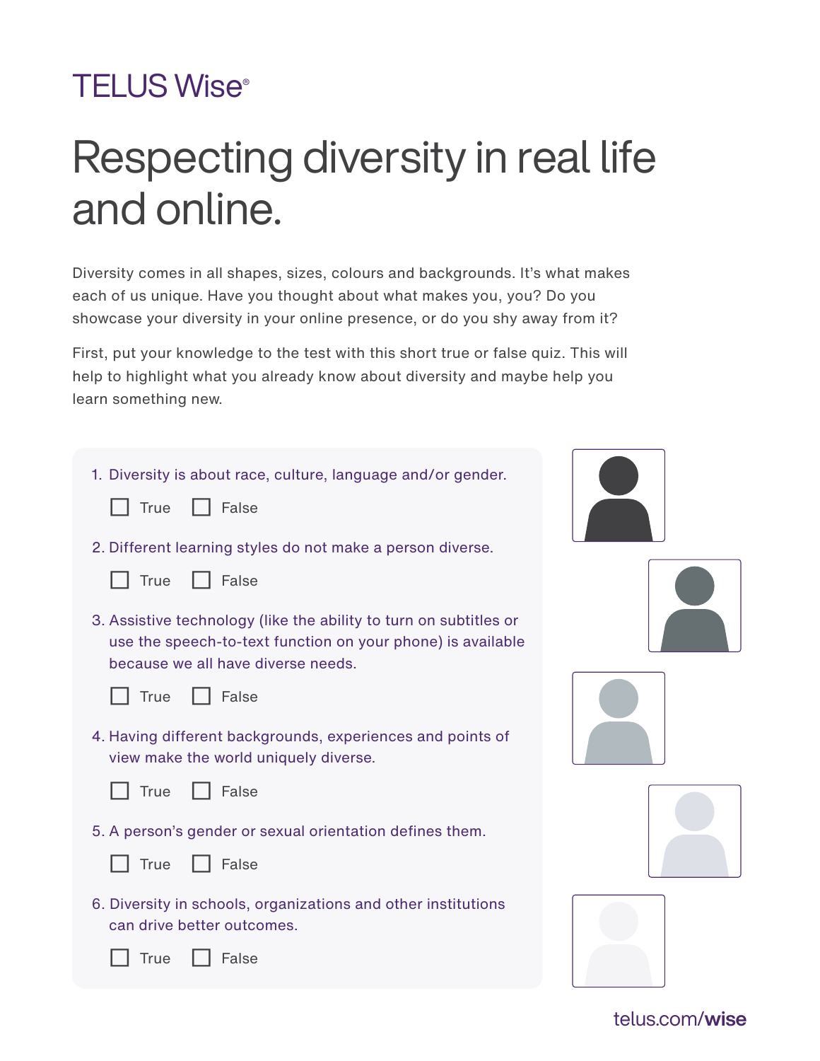TELUS Wise®

# Respecting diversity in real life and online.

Diversity comes in all shapes, sizes, colours and backgrounds. It's what makes each of us unique. Have you thought about what makes you, you? Do you showcase your diversity in your online presence, or do you shy away from it?

First, put your knowledge to the test with this short true or false quiz. This will help to highlight what you already know about diversity and maybe help you learn something new.

1. Diversity is about race, culture, language and/or gender.

   ☐ True ☐ False

2. Different learning styles do not make a person diverse.

   ☐ True ☐ False

3. Assistive technology (like the ability to turn on subtitles or use the speech-to-text function on your phone) is available because we all have diverse needs.

   ☐ True ☐ False

4. Having different backgrounds, experiences and points of view make the world uniquely diverse.

   ☐ True ☐ False

5. A person's gender or sexual orientation defines them.

   ☐ True ☐ False

6. Diversity in schools, organizations and other institutions can drive better outcomes.

   ☐ True ☐ False

telus.com/**wise**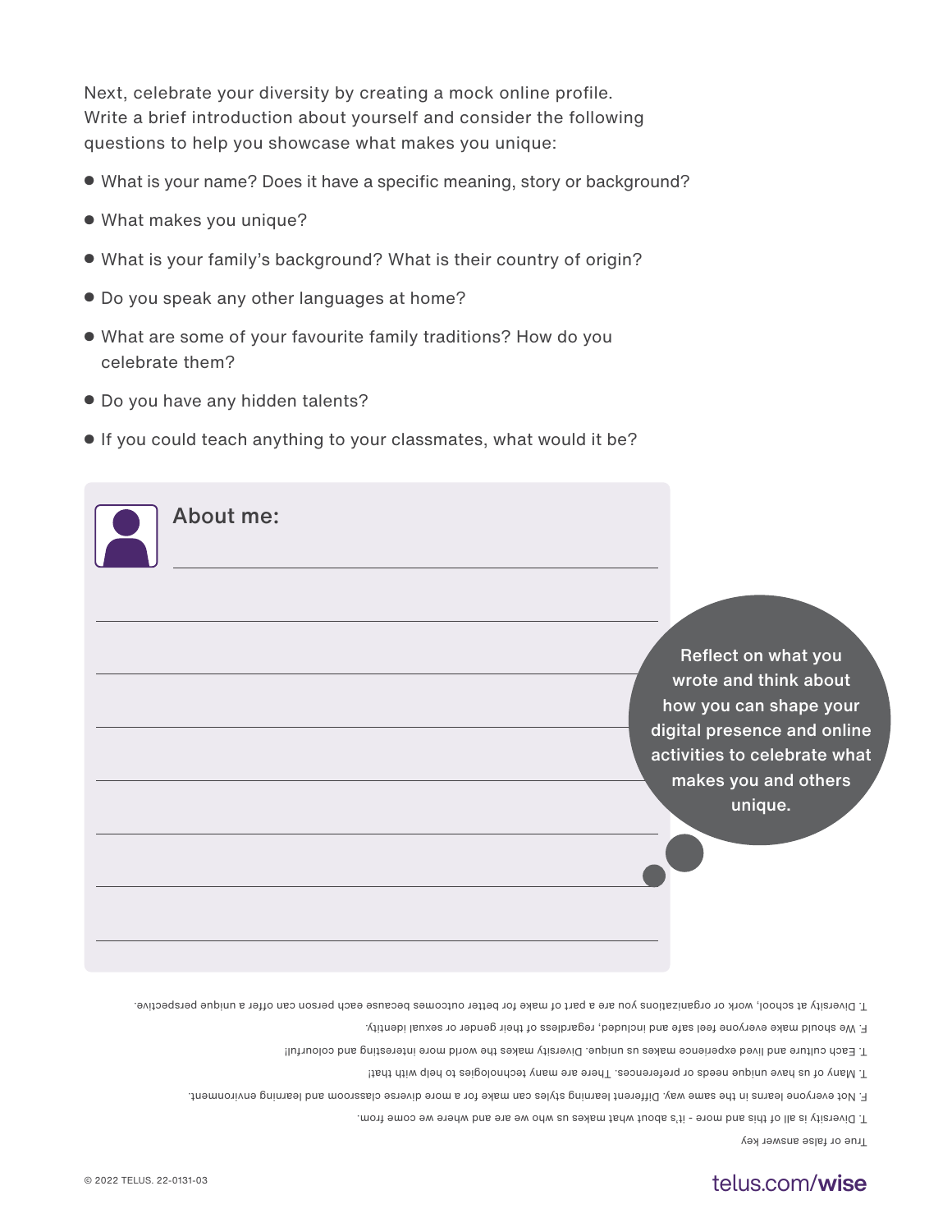Next, celebrate your diversity by creating a mock online profile. Write a brief introduction about yourself and consider the following questions to help you showcase what makes you unique:

- What is your name? Does it have a specific meaning, story or background?
- What makes you unique?
- What is your family's background? What is their country of origin?
- Do you speak any other languages at home?
- What are some of your favourite family traditions? How do you celebrate them?
- Do you have any hidden talents?
- If you could teach anything to your classmates, what would it be?

**About me:**

______________________________

______________________________

______________________________

______________________________

______________________________

______________________________

______________________________

______________________________

Reflect on what you wrote and think about how you can shape your digital presence and online activities to celebrate what makes you and others unique.

True or false answer key

T. Diversity is all of this and more - it's about what makes us who we are and where we come from.

F. Not everyone learns in the same way. Different learning styles can make for a more diverse classroom and learning environment.

T. Many of us have unique needs or preferences. There are many technologies to help with that!

T. Each culture and lived experience makes us unique. Diversity makes the world more interesting and colourful!

F. We should make everyone feel safe and included, regardless of their gender or sexual identity.

T. Diversity at school, work or organizations you are a part of make for better outcomes because each person can offer a unique perspective.

© 2022 TELUS. 22-0131-03

telus.com/**wise**